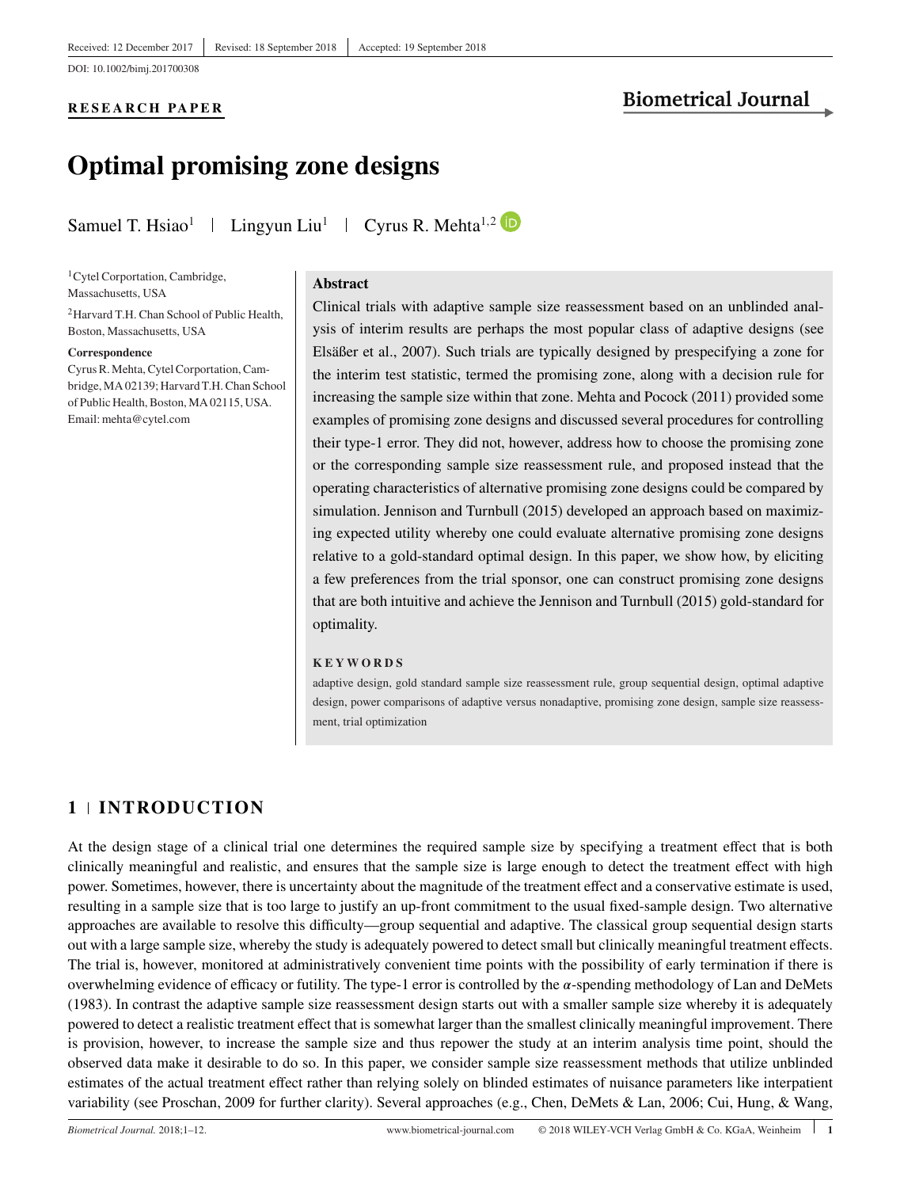Received: 12 December 2017 | Revised: 18 September 2018 | Accepted: 19 September 2018

DOI: 10.1002/bimj.201700308

**RESEARCH PAPER**

**Biometrical Journal**

# Optimal promising zone designs

Samuel T. Hsiao[1] | Lingyun Liu[1] | Cyrus R. Mehta[1,2]

[1]Cytel Corporation, Cambridge, Massachusetts, USA

[2]Harvard T.H. Chan School of Public Health, Boston, Massachusetts, USA

**Correspondence**

Cyrus R. Mehta, Cytel Corporation, Cambridge, MA 02139; Harvard T.H. Chan School of Public Health, Boston, MA 02115, USA.
Email: mehta@cytel.com

**Abstract**

Clinical trials with adaptive sample size reassessment based on an unblinded analysis of interim results are perhaps the most popular class of adaptive designs (see Elsäßer et al., 2007). Such trials are typically designed by prespecifying a zone for the interim test statistic, termed the promising zone, along with a decision rule for increasing the sample size within that zone. Mehta and Pocock (2011) provided some examples of promising zone designs and discussed several procedures for controlling their type-1 error. They did not, however, address how to choose the promising zone or the corresponding sample size reassessment rule, and proposed instead that the operating characteristics of alternative promising zone designs could be compared by simulation. Jennison and Turnbull (2015) developed an approach based on maximizing expected utility whereby one could evaluate alternative promising zone designs relative to a gold-standard optimal design. In this paper, we show how, by eliciting a few preferences from the trial sponsor, one can construct promising zone designs that are both intuitive and achieve the Jennison and Turnbull (2015) gold-standard for optimality.

**KEYWORDS**

adaptive design, gold standard sample size reassessment rule, group sequential design, optimal adaptive design, power comparisons of adaptive versus nonadaptive, promising zone design, sample size reassessment, trial optimization

## 1 | INTRODUCTION

At the design stage of a clinical trial one determines the required sample size by specifying a treatment effect that is both clinically meaningful and realistic, and ensures that the sample size is large enough to detect the treatment effect with high power. Sometimes, however, there is uncertainty about the magnitude of the treatment effect and a conservative estimate is used, resulting in a sample size that is too large to justify an up-front commitment to the usual fixed-sample design. Two alternative approaches are available to resolve this difficulty—group sequential and adaptive. The classical group sequential design starts out with a large sample size, whereby the study is adequately powered to detect small but clinically meaningful treatment effects. The trial is, however, monitored at administratively convenient time points with the possibility of early termination if there is overwhelming evidence of efficacy or futility. The type-1 error is controlled by the $\alpha$-spending methodology of Lan and DeMets (1983). In contrast the adaptive sample size reassessment design starts out with a smaller sample size whereby it is adequately powered to detect a realistic treatment effect that is somewhat larger than the smallest clinically meaningful improvement. There is provision, however, to increase the sample size and thus repower the study at an interim analysis time point, should the observed data make it desirable to do so. In this paper, we consider sample size reassessment methods that utilize unblinded estimates of the actual treatment effect rather than relying solely on blinded estimates of nuisance parameters like interpatient variability (see Proschan, 2009 for further clarity). Several approaches (e.g., Chen, DeMets & Lan, 2006; Cui, Hung, & Wang,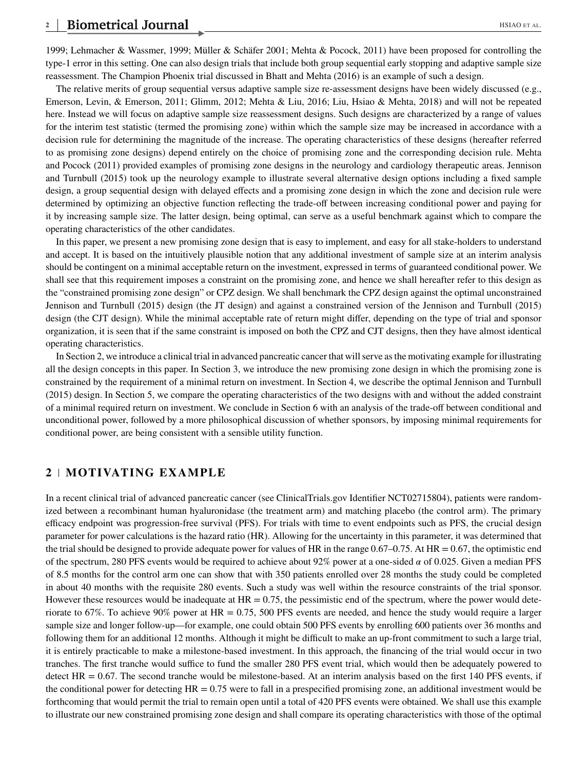1999; Lehmacher & Wassmer, 1999; Müller & Schäfer 2001; Mehta & Pocock, 2011) have been proposed for controlling the type-1 error in this setting. One can also design trials that include both group sequential early stopping and adaptive sample size reassessment. The Champion Phoenix trial discussed in Bhatt and Mehta (2016) is an example of such a design.

The relative merits of group sequential versus adaptive sample size re-assessment designs have been widely discussed (e.g., Emerson, Levin, & Emerson, 2011; Glimm, 2012; Mehta & Liu, 2016; Liu, Hsiao & Mehta, 2018) and will not be repeated here. Instead we will focus on adaptive sample size reassessment designs. Such designs are characterized by a range of values for the interim test statistic (termed the promising zone) within which the sample size may be increased in accordance with a decision rule for determining the magnitude of the increase. The operating characteristics of these designs (hereafter referred to as promising zone designs) depend entirely on the choice of promising zone and the corresponding decision rule. Mehta and Pocock (2011) provided examples of promising zone designs in the neurology and cardiology therapeutic areas. Jennison and Turnbull (2015) took up the neurology example to illustrate several alternative design options including a fixed sample design, a group sequential design with delayed effects and a promising zone design in which the zone and decision rule were determined by optimizing an objective function reflecting the trade-off between increasing conditional power and paying for it by increasing sample size. The latter design, being optimal, can serve as a useful benchmark against which to compare the operating characteristics of the other candidates.

In this paper, we present a new promising zone design that is easy to implement, and easy for all stake-holders to understand and accept. It is based on the intuitively plausible notion that any additional investment of sample size at an interim analysis should be contingent on a minimal acceptable return on the investment, expressed in terms of guaranteed conditional power. We shall see that this requirement imposes a constraint on the promising zone, and hence we shall hereafter refer to this design as the "constrained promising zone design" or CPZ design. We shall benchmark the CPZ design against the optimal unconstrained Jennison and Turnbull (2015) design (the JT design) and against a constrained version of the Jennison and Turnbull (2015) design (the CJT design). While the minimal acceptable rate of return might differ, depending on the type of trial and sponsor organization, it is seen that if the same constraint is imposed on both the CPZ and CJT designs, then they have almost identical operating characteristics.

In Section 2, we introduce a clinical trial in advanced pancreatic cancer that will serve as the motivating example for illustrating all the design concepts in this paper. In Section 3, we introduce the new promising zone design in which the promising zone is constrained by the requirement of a minimal return on investment. In Section 4, we describe the optimal Jennison and Turnbull (2015) design. In Section 5, we compare the operating characteristics of the two designs with and without the added constraint of a minimal required return on investment. We conclude in Section 6 with an analysis of the trade-off between conditional and unconditional power, followed by a more philosophical discussion of whether sponsors, by imposing minimal requirements for conditional power, are being consistent with a sensible utility function.

## 2 | MOTIVATING EXAMPLE

In a recent clinical trial of advanced pancreatic cancer (see ClinicalTrials.gov Identifier NCT02715804), patients were randomized between a recombinant human hyaluronidase (the treatment arm) and matching placebo (the control arm). The primary efficacy endpoint was progression-free survival (PFS). For trials with time to event endpoints such as PFS, the crucial design parameter for power calculations is the hazard ratio (HR). Allowing for the uncertainty in this parameter, it was determined that the trial should be designed to provide adequate power for values of HR in the range 0.67–0.75. At HR = 0.67, the optimistic end of the spectrum, 280 PFS events would be required to achieve about 92% power at a one-sided $\alpha$ of 0.025. Given a median PFS of 8.5 months for the control arm one can show that with 350 patients enrolled over 28 months the study could be completed in about 40 months with the requisite 280 events. Such a study was well within the resource constraints of the trial sponsor. However these resources would be inadequate at HR = 0.75, the pessimistic end of the spectrum, where the power would deteriorate to 67%. To achieve 90% power at HR = 0.75, 500 PFS events are needed, and hence the study would require a larger sample size and longer follow-up—for example, one could obtain 500 PFS events by enrolling 600 patients over 36 months and following them for an additional 12 months. Although it might be difficult to make an up-front commitment to such a large trial, it is entirely practicable to make a milestone-based investment. In this approach, the financing of the trial would occur in two tranches. The first tranche would suffice to fund the smaller 280 PFS event trial, which would then be adequately powered to detect HR = 0.67. The second tranche would be milestone-based. At an interim analysis based on the first 140 PFS events, if the conditional power for detecting HR = 0.75 were to fall in a prespecified promising zone, an additional investment would be forthcoming that would permit the trial to remain open until a total of 420 PFS events were obtained. We shall use this example to illustrate our new constrained promising zone design and shall compare its operating characteristics with those of the optimal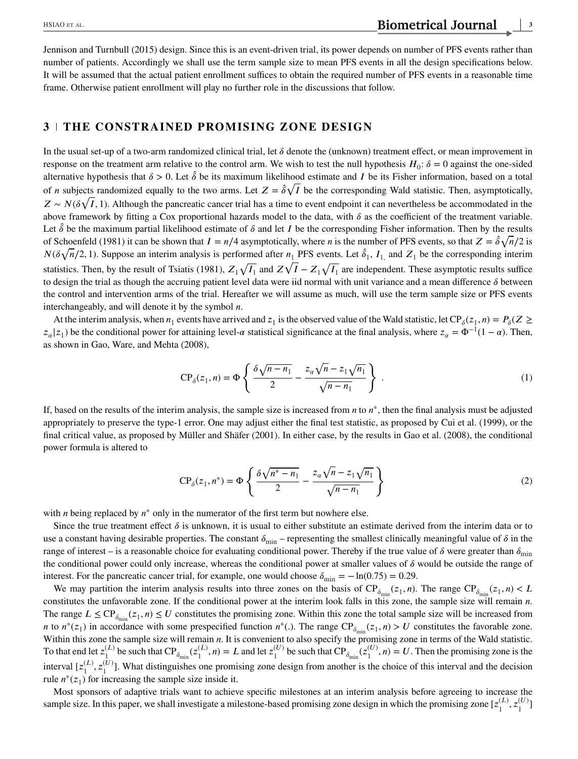Jennison and Turnbull (2015) design. Since this is an event-driven trial, its power depends on number of PFS events rather than number of patients. Accordingly we shall use the term sample size to mean PFS events in all the design specifications below. It will be assumed that the actual patient enrollment suffices to obtain the required number of PFS events in a reasonable time frame. Otherwise patient enrollment will play no further role in the discussions that follow.

## 3 | THE CONSTRAINED PROMISING ZONE DESIGN

In the usual set-up of a two-arm randomized clinical trial, let $\delta$ denote the (unknown) treatment effect, or mean improvement in response on the treatment arm relative to the control arm. We wish to test the null hypothesis $H_0$: $\delta = 0$ against the one-sided alternative hypothesis that $\delta > 0$. Let $\hat{\delta}$ be its maximum likelihood estimate and $I$ be its Fisher information, based on a total of $n$ subjects randomized equally to the two arms. Let $Z = \hat{\delta}\sqrt{I}$ be the corresponding Wald statistic. Then, asymptotically, $Z \sim N(\delta\sqrt{I}, 1)$. Although the pancreatic cancer trial has a time to event endpoint it can nevertheless be accommodated in the above framework by fitting a Cox proportional hazards model to the data, with $\delta$ as the coefficient of the treatment variable. Let $\hat{\delta}$ be the maximum partial likelihood estimate of $\delta$ and let $I$ be the corresponding Fisher information. Then by the results of Schoenfeld (1981) it can be shown that $I = n/4$ asymptotically, where $n$ is the number of PFS events, so that $Z = \hat{\delta}\sqrt{n}/2$ is $N(\delta\sqrt{n}/2, 1)$. Suppose an interim analysis is performed after $n_1$ PFS events. Let $\hat{\delta}_1$, $I_1$, and $Z_1$ be the corresponding interim statistics. Then, by the result of Tsiatis (1981), $Z_1\sqrt{I_1}$ and $Z\sqrt{I} - Z_1\sqrt{I_1}$ are independent. These asymptotic results suffice to design the trial as though the accruing patient level data were iid normal with unit variance and a mean difference $\delta$ between the control and intervention arms of the trial. Hereafter we will assume as much, will use the term sample size or PFS events interchangeably, and will denote it by the symbol $n$.

At the interim analysis, when $n_1$ events have arrived and $z_1$ is the observed value of the Wald statistic, let $\text{CP}_\delta(z_1, n) = P_\delta(Z \geq z_\alpha | z_1)$ be the conditional power for attaining level-$\alpha$ statistical significance at the final analysis, where $z_\alpha = \Phi^{-1}(1-\alpha)$. Then, as shown in Gao, Ware, and Mehta (2008),

$$\text{CP}_\delta(z_1, n) = \Phi\left\{\frac{\delta\sqrt{n-n_1}}{2} - \frac{z_\alpha\sqrt{n} - z_1\sqrt{n_1}}{\sqrt{n-n_1}}\right\}. \tag{1}$$

If, based on the results of the interim analysis, the sample size is increased from $n$ to $n^*$, then the final analysis must be adjusted appropriately to preserve the type-1 error. One may adjust either the final test statistic, as proposed by Cui et al. (1999), or the final critical value, as proposed by Müller and Shäfer (2001). In either case, by the results in Gao et al. (2008), the conditional power formula is altered to

$$\text{CP}_\delta(z_1, n^*) = \Phi\left\{\frac{\delta\sqrt{n^*-n_1}}{2} - \frac{z_\alpha\sqrt{n} - z_1\sqrt{n_1}}{\sqrt{n-n_1}}\right\} \tag{2}$$

with $n$ being replaced by $n^*$ only in the numerator of the first term but nowhere else.

Since the true treatment effect $\delta$ is unknown, it is usual to either substitute an estimate derived from the interim data or to use a constant having desirable properties. The constant $\delta_{\min}$ – representing the smallest clinically meaningful value of $\delta$ in the range of interest – is a reasonable choice for evaluating conditional power. Thereby if the true value of $\delta$ were greater than $\delta_{\min}$ the conditional power could only increase, whereas the conditional power at smaller values of $\delta$ would be outside the range of interest. For the pancreatic cancer trial, for example, one would choose $\delta_{\min} = -\ln(0.75) = 0.29$.

We may partition the interim analysis results into three zones on the basis of $\text{CP}_{\delta_{\min}}(z_1, n)$. The range $\text{CP}_{\delta_{\min}}(z_1, n) < L$ constitutes the unfavorable zone. If the conditional power at the interim look falls in this zone, the sample size will remain $n$. The range $L \leq \text{CP}_{\delta_{\min}}(z_1, n) \leq U$ constitutes the promising zone. Within this zone the total sample size will be increased from $n$ to $n^*(z_1)$ in accordance with some prespecified function $n^*(.)$. The range $\text{CP}_{\delta_{\min}}(z_1, n) > U$ constitutes the favorable zone. Within this zone the sample size will remain $n$. It is convenient to also specify the promising zone in terms of the Wald statistic. To that end let $z_1^{(L)}$ be such that $\text{CP}_{\delta_{\min}}(z_1^{(L)}, n) = L$ and let $z_1^{(U)}$ be such that $\text{CP}_{\delta_{\min}}(z_1^{(U)}, n) = U$. Then the promising zone is the interval $[z_1^{(L)}, z_1^{(U)}]$. What distinguishes one promising zone design from another is the choice of this interval and the decision rule $n^*(z_1)$ for increasing the sample size inside it.

Most sponsors of adaptive trials want to achieve specific milestones at an interim analysis before agreeing to increase the sample size. In this paper, we shall investigate a milestone-based promising zone design in which the promising zone $[z_1^{(L)}, z_1^{(U)}]$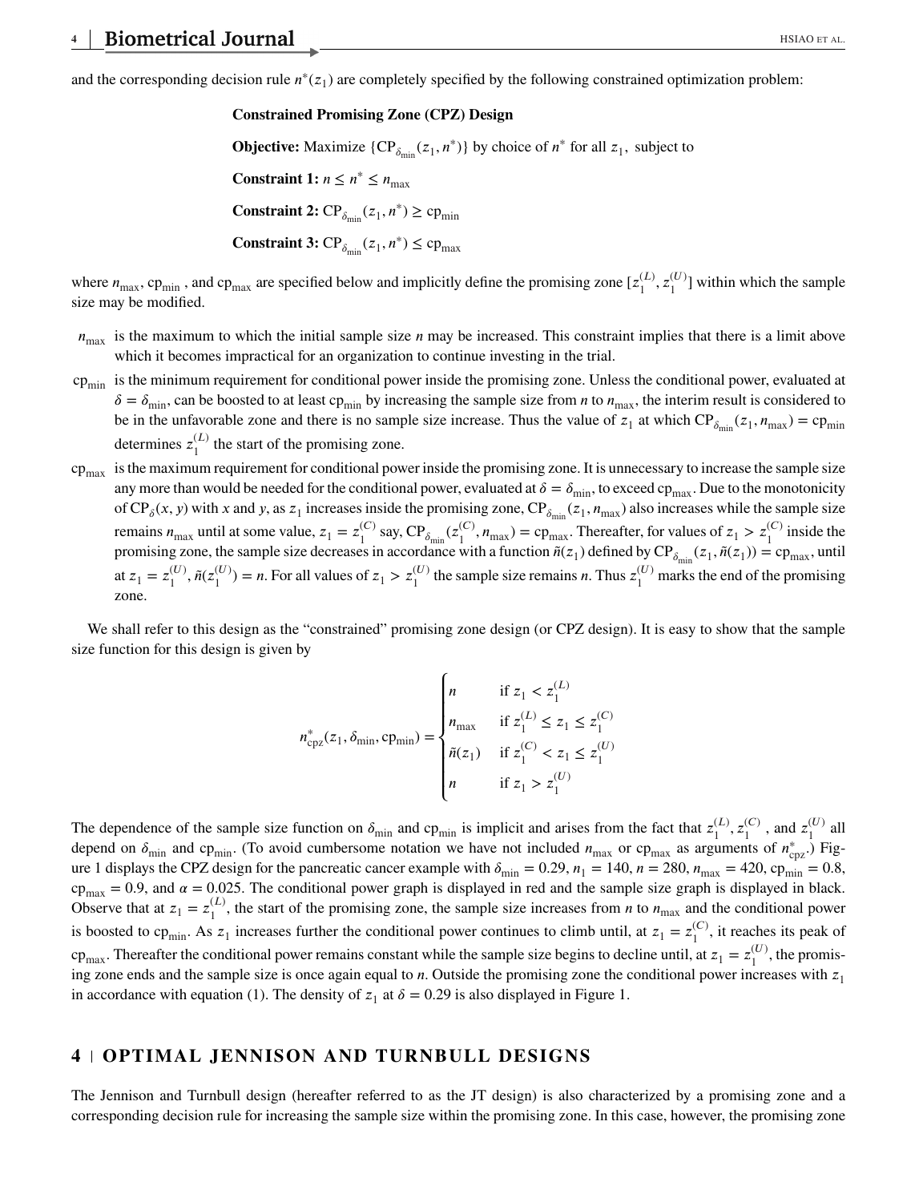and the corresponding decision rule $n^*(z_1)$ are completely specified by the following constrained optimization problem:

**Constrained Promising Zone (CPZ) Design**

**Objective:** Maximize $\{\text{CP}_{\delta_{\min}}(z_1, n^*)\}$ by choice of $n^*$ for all $z_1$, subject to

**Constraint 1:** $n \leq n^* \leq n_{\max}$

**Constraint 2:** $\text{CP}_{\delta_{\min}}(z_1, n^*) \geq \text{cp}_{\min}$

**Constraint 3:** $\text{CP}_{\delta_{\min}}(z_1, n^*) \leq \text{cp}_{\max}$

where $n_{\max}$, $\text{cp}_{\min}$ , and $\text{cp}_{\max}$ are specified below and implicitly define the promising zone $[z_1^{(L)}, z_1^{(U)}]$ within which the sample size may be modified.

- $n_{\max}$ is the maximum to which the initial sample size $n$ may be increased. This constraint implies that there is a limit above which it becomes impractical for an organization to continue investing in the trial.
- $\text{cp}_{\min}$ is the minimum requirement for conditional power inside the promising zone. Unless the conditional power, evaluated at $\delta = \delta_{\min}$, can be boosted to at least $\text{cp}_{\min}$ by increasing the sample size from $n$ to $n_{\max}$, the interim result is considered to be in the unfavorable zone and there is no sample size increase. Thus the value of $z_1$ at which $\text{CP}_{\delta_{\min}}(z_1, n_{\max}) = \text{cp}_{\min}$ determines $z_1^{(L)}$ the start of the promising zone.
- $\text{cp}_{\max}$ is the maximum requirement for conditional power inside the promising zone. It is unnecessary to increase the sample size any more than would be needed for the conditional power, evaluated at $\delta = \delta_{\min}$, to exceed $\text{cp}_{\max}$. Due to the monotonicity of $\text{CP}_\delta(x, y)$ with $x$ and $y$, as $z_1$ increases inside the promising zone, $\text{CP}_{\delta_{\min}}(z_1, n_{\max})$ also increases while the sample size remains $n_{\max}$ until at some value, $z_1 = z_1^{(C)}$ say, $\text{CP}_{\delta_{\min}}(z_1^{(C)}, n_{\max}) = \text{cp}_{\max}$. Thereafter, for values of $z_1 > z_1^{(C)}$ inside the promising zone, the sample size decreases in accordance with a function $\tilde{n}(z_1)$ defined by $\text{CP}_{\delta_{\min}}(z_1, \tilde{n}(z_1)) = \text{cp}_{\max}$, until at $z_1 = z_1^{(U)}$, $\tilde{n}(z_1^{(U)}) = n$. For all values of $z_1 > z_1^{(U)}$ the sample size remains $n$. Thus $z_1^{(U)}$ marks the end of the promising zone.

We shall refer to this design as the "constrained" promising zone design (or CPZ design). It is easy to show that the sample size function for this design is given by

$$
n^*_{\text{cpz}}(z_1, \delta_{\min}, \text{cp}_{\min}) = \begin{cases} n & \text{if } z_1 < z_1^{(L)} \\ n_{\max} & \text{if } z_1^{(L)} \leq z_1 \leq z_1^{(C)} \\ \tilde{n}(z_1) & \text{if } z_1^{(C)} < z_1 \leq z_1^{(U)} \\ n & \text{if } z_1 > z_1^{(U)} \end{cases}
$$

The dependence of the sample size function on $\delta_{\min}$ and $\text{cp}_{\min}$ is implicit and arises from the fact that $z_1^{(L)}$, $z_1^{(C)}$ , and $z_1^{(U)}$ all depend on $\delta_{\min}$ and $\text{cp}_{\min}$. (To avoid cumbersome notation we have not included $n_{\max}$ or $\text{cp}_{\max}$ as arguments of $n^*_{\text{cpz}}$.) Figure 1 displays the CPZ design for the pancreatic cancer example with $\delta_{\min} = 0.29$, $n_1 = 140$, $n = 280$, $n_{\max} = 420$, $\text{cp}_{\min} = 0.8$, $\text{cp}_{\max} = 0.9$, and $\alpha = 0.025$. The conditional power graph is displayed in red and the sample size graph is displayed in black. Observe that at $z_1 = z_1^{(L)}$, the start of the promising zone, the sample size increases from $n$ to $n_{\max}$ and the conditional power is boosted to $\text{cp}_{\min}$. As $z_1$ increases further the conditional power continues to climb until, at $z_1 = z_1^{(C)}$, it reaches its peak of $\text{cp}_{\max}$. Thereafter the conditional power remains constant while the sample size begins to decline until, at $z_1 = z_1^{(U)}$, the promising zone ends and the sample size is once again equal to $n$. Outside the promising zone the conditional power increases with $z_1$ in accordance with equation (1). The density of $z_1$ at $\delta = 0.29$ is also displayed in Figure 1.

## 4 | OPTIMAL JENNISON AND TURNBULL DESIGNS

The Jennison and Turnbull design (hereafter referred to as the JT design) is also characterized by a promising zone and a corresponding decision rule for increasing the sample size within the promising zone. In this case, however, the promising zone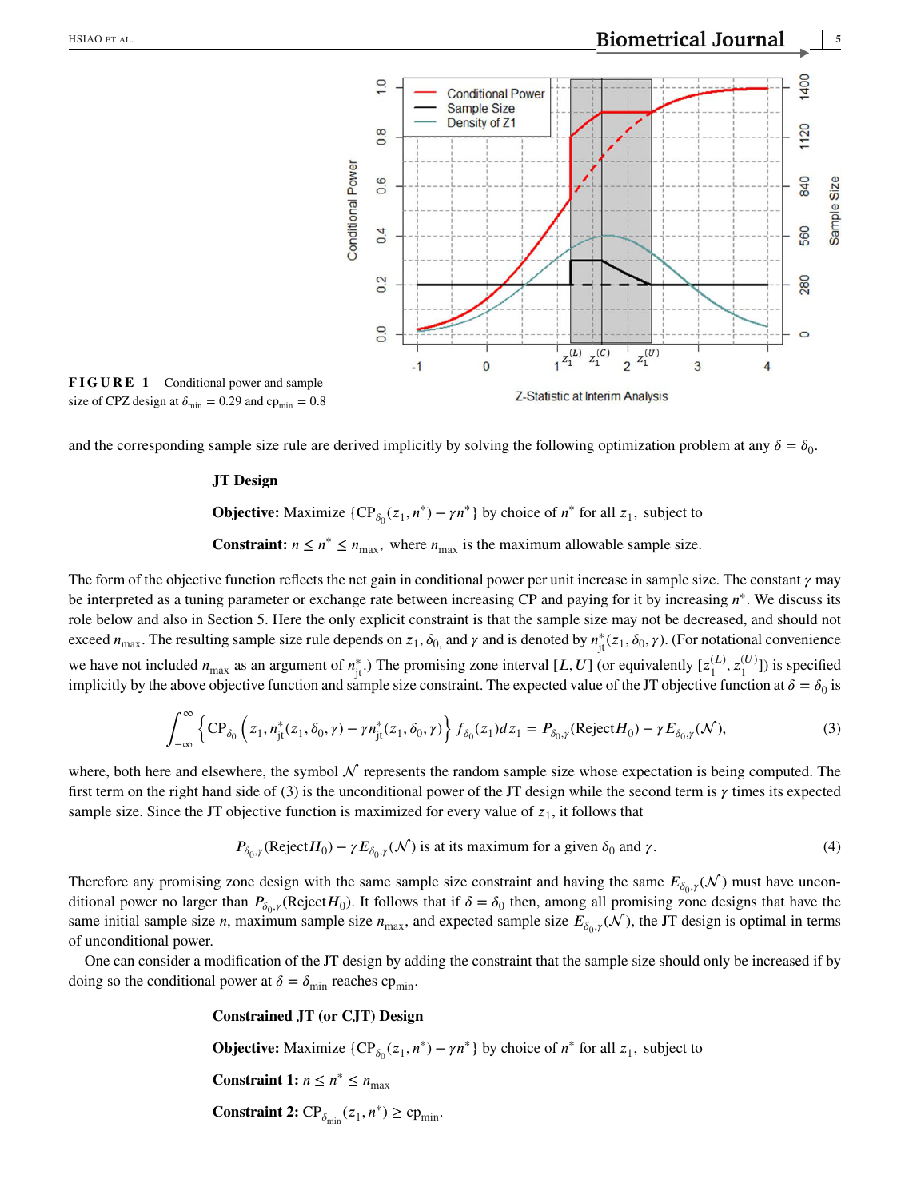**FIGURE 1** Conditional power and sample size of CPZ design at $\delta_{\min} = 0.29$ and $\text{cp}_{\min} = 0.8$

and the corresponding sample size rule are derived implicitly by solving the following optimization problem at any $\delta = \delta_0$.

**JT Design**

**Objective:** Maximize $\{\text{CP}_{\delta_0}(z_1, n^*) - \gamma n^*\}$ by choice of $n^*$ for all $z_1$, subject to

**Constraint:** $n \le n^* \le n_{\max}$, where $n_{\max}$ is the maximum allowable sample size.

The form of the objective function reflects the net gain in conditional power per unit increase in sample size. The constant $\gamma$ may be interpreted as a tuning parameter or exchange rate between increasing CP and paying for it by increasing $n^*$. We discuss its role below and also in Section 5. Here the only explicit constraint is that the sample size may not be decreased, and should not exceed $n_{\max}$. The resulting sample size rule depends on $z_1$, $\delta_0$, and $\gamma$ and is denoted by $n^*_{\text{jt}}(z_1, \delta_0, \gamma)$. (For notational convenience we have not included $n_{\max}$ as an argument of $n^*_{\text{jt}}$.) The promising zone interval $[L, U]$ (or equivalently $[z_1^{(L)}, z_1^{(U)}]$) is specified implicitly by the above objective function and sample size constraint. The expected value of the JT objective function at $\delta = \delta_0$ is

$$\int_{-\infty}^{\infty} \left\{ \text{CP}_{\delta_0}\left(z_1, n^*_{\text{jt}}(z_1, \delta_0, \gamma) - \gamma n^*_{\text{jt}}(z_1, \delta_0, \gamma)\right\} f_{\delta_0}(z_1) dz_1 = P_{\delta_0,\gamma}(\text{Reject} H_0) - \gamma E_{\delta_0,\gamma}(\mathcal{N}), \tag{3}$$

where, both here and elsewhere, the symbol $\mathcal{N}$ represents the random sample size whose expectation is being computed. The first term on the right hand side of (3) is the unconditional power of the JT design while the second term is $\gamma$ times its expected sample size. Since the JT objective function is maximized for every value of $z_1$, it follows that

$$P_{\delta_0,\gamma}(\text{Reject} H_0) - \gamma E_{\delta_0,\gamma}(\mathcal{N}) \text{ is at its maximum for a given } \delta_0 \text{ and } \gamma. \tag{4}$$

Therefore any promising zone design with the same sample size constraint and having the same $E_{\delta_0,\gamma}(\mathcal{N})$ must have unconditional power no larger than $P_{\delta_0,\gamma}(\text{Reject} H_0)$. It follows that if $\delta = \delta_0$ then, among all promising zone designs that have the same initial sample size $n$, maximum sample size $n_{\max}$, and expected sample size $E_{\delta_0,\gamma}(\mathcal{N})$, the JT design is optimal in terms of unconditional power.

One can consider a modification of the JT design by adding the constraint that the sample size should only be increased if by doing so the conditional power at $\delta = \delta_{\min}$ reaches $\text{cp}_{\min}$.

**Constrained JT (or CJT) Design**

**Objective:** Maximize $\{\text{CP}_{\delta_0}(z_1, n^*) - \gamma n^*\}$ by choice of $n^*$ for all $z_1$, subject to

**Constraint 1:** $n \le n^* \le n_{\max}$

**Constraint 2:** $\text{CP}_{\delta_{\min}}(z_1, n^*) \ge \text{cp}_{\min}$.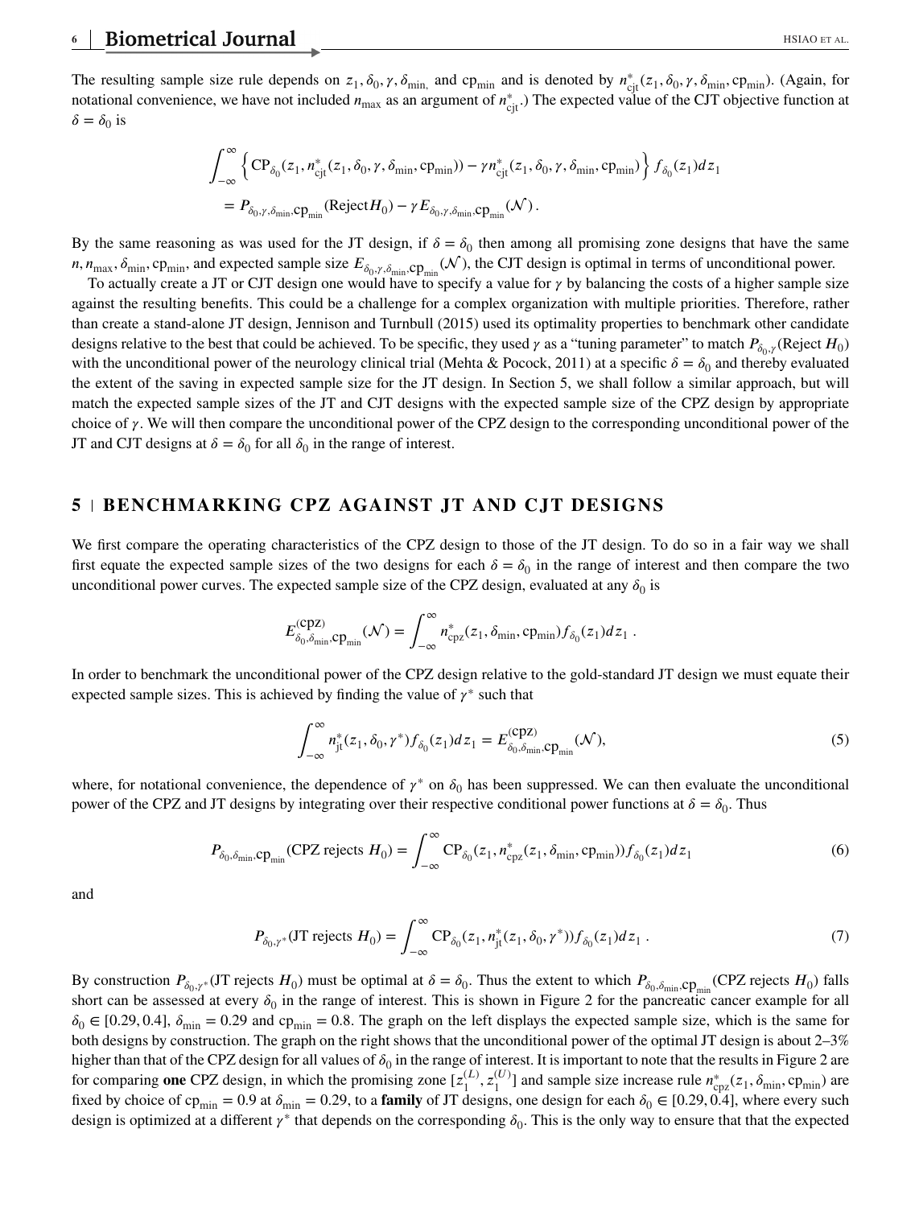The resulting sample size rule depends on $z_1, \delta_0, \gamma, \delta_{\min,}$ and $\text{cp}_{\min}$ and is denoted by $n^*_{\text{cjt}}(z_1, \delta_0, \gamma, \delta_{\min}, \text{cp}_{\min})$. (Again, for notational convenience, we have not included $n_{\max}$ as an argument of $n^*_{\text{cjt}}$.) The expected value of the CJT objective function at $\delta = \delta_0$ is

$$\int_{-\infty}^{\infty} \left\{ \text{CP}_{\delta_0}(z_1, n^*_{\text{cjt}}(z_1, \delta_0, \gamma, \delta_{\min}, \text{cp}_{\min})) - \gamma n^*_{\text{cjt}}(z_1, \delta_0, \gamma, \delta_{\min}, \text{cp}_{\min}) \right\} f_{\delta_0}(z_1) dz_1$$
$$= P_{\delta_0,\gamma,\delta_{\min},\text{cp}_{\min}}(\text{Reject} H_0) - \gamma E_{\delta_0,\gamma,\delta_{\min},\text{cp}_{\min}}(\mathcal{N}) .$$

By the same reasoning as was used for the JT design, if $\delta = \delta_0$ then among all promising zone designs that have the same $n, n_{\max}, \delta_{\min}, \text{cp}_{\min}$, and expected sample size $E_{\delta_0,\gamma,\delta_{\min},\text{cp}_{\min}}(\mathcal{N})$, the CJT design is optimal in terms of unconditional power.

To actually create a JT or CJT design one would have to specify a value for $\gamma$ by balancing the costs of a higher sample size against the resulting benefits. This could be a challenge for a complex organization with multiple priorities. Therefore, rather than create a stand-alone JT design, Jennison and Turnbull (2015) used its optimality properties to benchmark other candidate designs relative to the best that could be achieved. To be specific, they used $\gamma$ as a "tuning parameter" to match $P_{\delta_0,\gamma}(\text{Reject } H_0)$ with the unconditional power of the neurology clinical trial (Mehta & Pocock, 2011) at a specific $\delta = \delta_0$ and thereby evaluated the extent of the saving in expected sample size for the JT design. In Section 5, we shall follow a similar approach, but will match the expected sample sizes of the JT and CJT designs with the expected sample size of the CPZ design by appropriate choice of $\gamma$. We will then compare the unconditional power of the CPZ design to the corresponding unconditional power of the JT and CJT designs at $\delta = \delta_0$ for all $\delta_0$ in the range of interest.

## 5 | BENCHMARKING CPZ AGAINST JT AND CJT DESIGNS

We first compare the operating characteristics of the CPZ design to those of the JT design. To do so in a fair way we shall first equate the expected sample sizes of the two designs for each $\delta = \delta_0$ in the range of interest and then compare the two unconditional power curves. The expected sample size of the CPZ design, evaluated at any $\delta_0$ is

$$E^{(\text{cpz})}_{\delta_0,\delta_{\min},\text{cp}_{\min}}(\mathcal{N}) = \int_{-\infty}^{\infty} n^*_{\text{cpz}}(z_1, \delta_{\min}, \text{cp}_{\min}) f_{\delta_0}(z_1) dz_1 .$$

In order to benchmark the unconditional power of the CPZ design relative to the gold-standard JT design we must equate their expected sample sizes. This is achieved by finding the value of $\gamma^*$ such that

$$\int_{-\infty}^{\infty} n^*_{\text{jt}}(z_1, \delta_0, \gamma^*) f_{\delta_0}(z_1) dz_1 = E^{(\text{cpz})}_{\delta_0,\delta_{\min},\text{cp}_{\min}}(\mathcal{N}), \tag{5}$$

where, for notational convenience, the dependence of $\gamma^*$ on $\delta_0$ has been suppressed. We can then evaluate the unconditional power of the CPZ and JT designs by integrating over their respective conditional power functions at $\delta = \delta_0$. Thus

$$P_{\delta_0,\delta_{\min},\text{cp}_{\min}}(\text{CPZ rejects } H_0) = \int_{-\infty}^{\infty} \text{CP}_{\delta_0}(z_1, n^*_{\text{cpz}}(z_1, \delta_{\min}, \text{cp}_{\min})) f_{\delta_0}(z_1) dz_1 \tag{6}$$

and

$$P_{\delta_0,\gamma^*}(\text{JT rejects } H_0) = \int_{-\infty}^{\infty} \text{CP}_{\delta_0}(z_1, n^*_{\text{jt}}(z_1, \delta_0, \gamma^*)) f_{\delta_0}(z_1) dz_1 . \tag{7}$$

By construction $P_{\delta_0,\gamma^*}(\text{JT rejects } H_0)$ must be optimal at $\delta = \delta_0$. Thus the extent to which $P_{\delta_0,\delta_{\min},\text{cp}_{\min}}(\text{CPZ rejects } H_0)$ falls short can be assessed at every $\delta_0$ in the range of interest. This is shown in Figure 2 for the pancreatic cancer example for all $\delta_0 \in [0.29, 0.4]$, $\delta_{\min} = 0.29$ and $\text{cp}_{\min} = 0.8$. The graph on the left displays the expected sample size, which is the same for both designs by construction. The graph on the right shows that the unconditional power of the optimal JT design is about 2–3% higher than that of the CPZ design for all values of $\delta_0$ in the range of interest. It is important to note that the results in Figure 2 are for comparing **one** CPZ design, in which the promising zone $[z_1^{(L)}, z_1^{(U)}]$ and sample size increase rule $n^*_{\text{cpz}}(z_1, \delta_{\min}, \text{cp}_{\min})$ are fixed by choice of $\text{cp}_{\min} = 0.9$ at $\delta_{\min} = 0.29$, to a **family** of JT designs, one design for each $\delta_0 \in [0.29, 0.4]$, where every such design is optimized at a different $\gamma^*$ that depends on the corresponding $\delta_0$. This is the only way to ensure that that the expected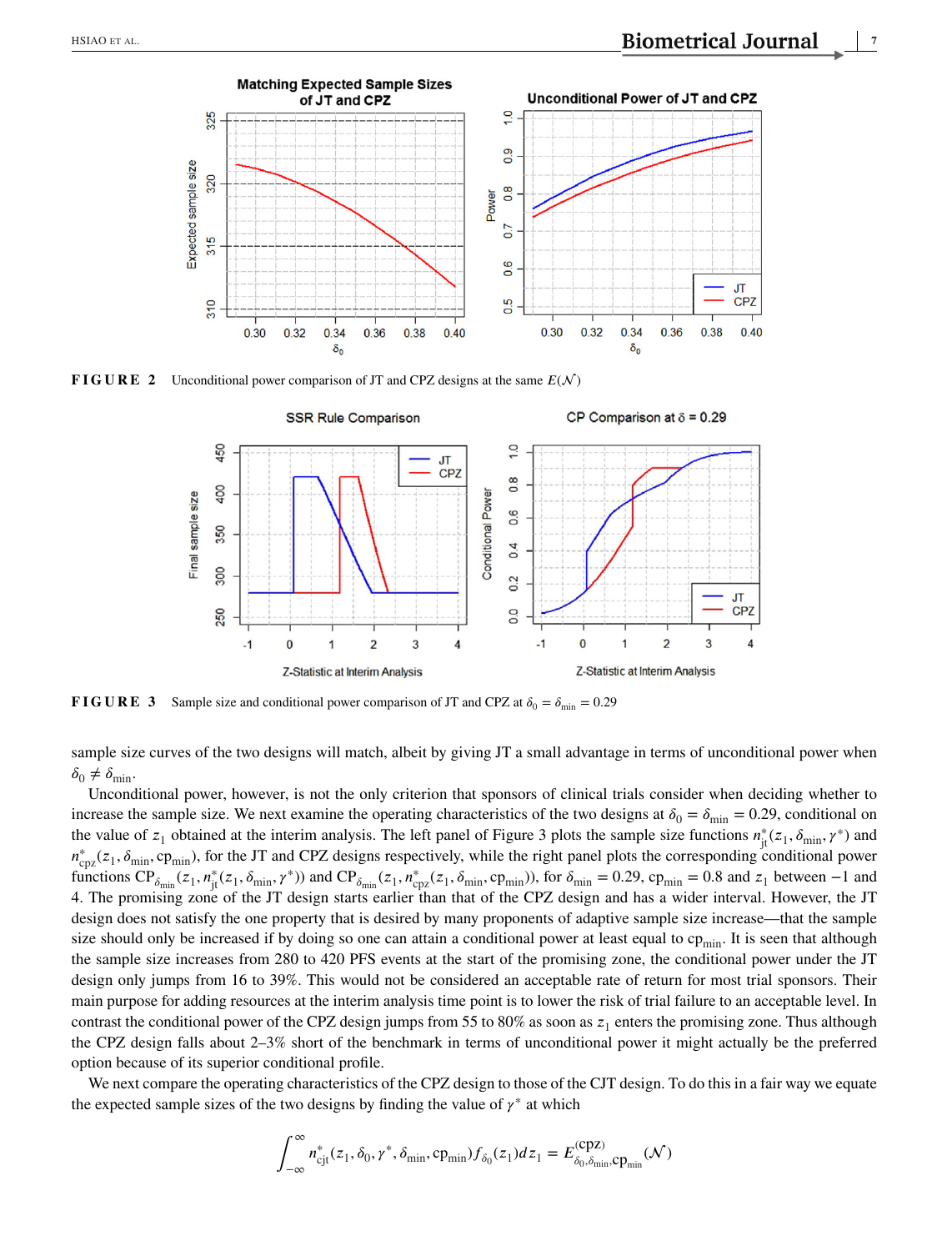**FIGURE 2** Unconditional power comparison of JT and CPZ designs at the same $E(\mathcal{N})$

**FIGURE 3** Sample size and conditional power comparison of JT and CPZ at $\delta_0 = \delta_{\min} = 0.29$

sample size curves of the two designs will match, albeit by giving JT a small advantage in terms of unconditional power when $\delta_0 \neq \delta_{\min}$.

Unconditional power, however, is not the only criterion that sponsors of clinical trials consider when deciding whether to increase the sample size. We next examine the operating characteristics of the two designs at $\delta_0 = \delta_{\min} = 0.29$, conditional on the value of $z_1$ obtained at the interim analysis. The left panel of Figure 3 plots the sample size functions $n^*_{\text{jt}}(z_1, \delta_{\min}, \gamma^*)$ and $n^*_{\text{cpz}}(z_1, \delta_{\min}, \text{cp}_{\min})$, for the JT and CPZ designs respectively, while the right panel plots the corresponding conditional power functions $\text{CP}_{\delta_{\min}}(z_1, n^*_{\text{jt}}(z_1, \delta_{\min}, \gamma^*))$ and $\text{CP}_{\delta_{\min}}(z_1, n^*_{\text{cpz}}(z_1, \delta_{\min}, \text{cp}_{\min}))$, for $\delta_{\min} = 0.29$, $\text{cp}_{\min} = 0.8$ and $z_1$ between $-1$ and 4. The promising zone of the JT design starts earlier than that of the CPZ design and has a wider interval. However, the JT design does not satisfy the one property that is desired by many proponents of adaptive sample size increase—that the sample size should only be increased if by doing so one can attain a conditional power at least equal to $\text{cp}_{\min}$. It is seen that although the sample size increases from 280 to 420 PFS events at the start of the promising zone, the conditional power under the JT design only jumps from 16 to 39%. This would not be considered an acceptable rate of return for most trial sponsors. Their main purpose for adding resources at the interim analysis time point is to lower the risk of trial failure to an acceptable level. In contrast the conditional power of the CPZ design jumps from 55 to 80% as soon as $z_1$ enters the promising zone. Thus although the CPZ design falls about 2–3% short of the benchmark in terms of unconditional power it might actually be the preferred option because of its superior conditional profile.

We next compare the operating characteristics of the CPZ design to those of the CJT design. To do this in a fair way we equate the expected sample sizes of the two designs by finding the value of $\gamma^*$ at which

$$\int_{-\infty}^{\infty} n^*_{\text{cjt}}(z_1, \delta_0, \gamma^*, \delta_{\min}, \text{cp}_{\min}) f_{\delta_0}(z_1) dz_1 = E^{(\text{cpz})}_{\delta_0, \delta_{\min}, \text{cp}_{\min}}(\mathcal{N})$$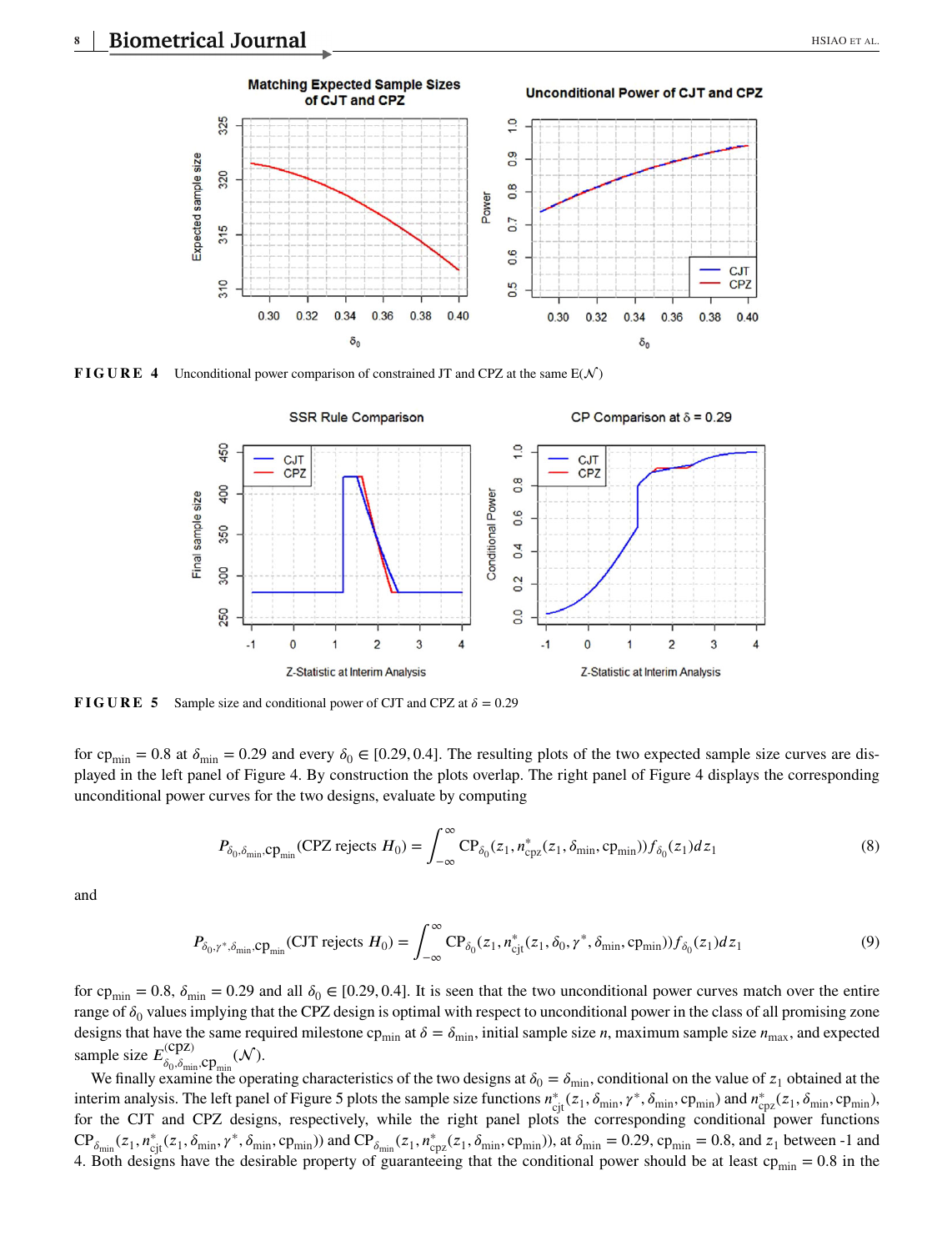**FIGURE 4** Unconditional power comparison of constrained JT and CPZ at the same $E(\mathcal{N})$

**FIGURE 5** Sample size and conditional power of CJT and CPZ at $\delta = 0.29$

for $\text{cp}_{\min} = 0.8$ at $\delta_{\min} = 0.29$ and every $\delta_0 \in [0.29, 0.4]$. The resulting plots of the two expected sample size curves are displayed in the left panel of Figure 4. By construction the plots overlap. The right panel of Figure 4 displays the corresponding unconditional power curves for the two designs, evaluate by computing

$$P_{\delta_0,\delta_{\min},\text{cp}_{\min}}(\text{CPZ rejects } H_0) = \int_{-\infty}^{\infty} \text{CP}_{\delta_0}(z_1, n^*_{\text{cpz}}(z_1, \delta_{\min}, \text{cp}_{\min})) f_{\delta_0}(z_1) dz_1 \tag{8}$$

and

$$P_{\delta_0,\gamma^*,\delta_{\min},\text{cp}_{\min}}(\text{CJT rejects } H_0) = \int_{-\infty}^{\infty} \text{CP}_{\delta_0}(z_1, n^*_{\text{cjt}}(z_1, \delta_0, \gamma^*, \delta_{\min}, \text{cp}_{\min})) f_{\delta_0}(z_1) dz_1 \tag{9}$$

for $\text{cp}_{\min} = 0.8$, $\delta_{\min} = 0.29$ and all $\delta_0 \in [0.29, 0.4]$. It is seen that the two unconditional power curves match over the entire range of $\delta_0$ values implying that the CPZ design is optimal with respect to unconditional power in the class of all promising zone designs that have the same required milestone $\text{cp}_{\min}$ at $\delta = \delta_{\min}$, initial sample size $n$, maximum sample size $n_{\max}$, and expected sample size $E^{(\text{cpz})}_{\delta_0,\delta_{\min},\text{cp}_{\min}}(\mathcal{N})$.

We finally examine the operating characteristics of the two designs at $\delta_0 = \delta_{\min}$, conditional on the value of $z_1$ obtained at the interim analysis. The left panel of Figure 5 plots the sample size functions $n^*_{\text{cjt}}(z_1, \delta_{\min}, \gamma^*, \delta_{\min}, \text{cp}_{\min})$ and $n^*_{\text{cpz}}(z_1, \delta_{\min}, \text{cp}_{\min})$, for the CJT and CPZ designs, respectively, while the right panel plots the corresponding conditional power functions $\text{CP}_{\delta_{\min}}(z_1, n^*_{\text{cjt}}(z_1, \delta_{\min}, \gamma^*, \delta_{\min}, \text{cp}_{\min}))$ and $\text{CP}_{\delta_{\min}}(z_1, n^*_{\text{cpz}}(z_1, \delta_{\min}, \text{cp}_{\min}))$, at $\delta_{\min} = 0.29$, $\text{cp}_{\min} = 0.8$, and $z_1$ between -1 and 4. Both designs have the desirable property of guaranteeing that the conditional power should be at least $\text{cp}_{\min} = 0.8$ in the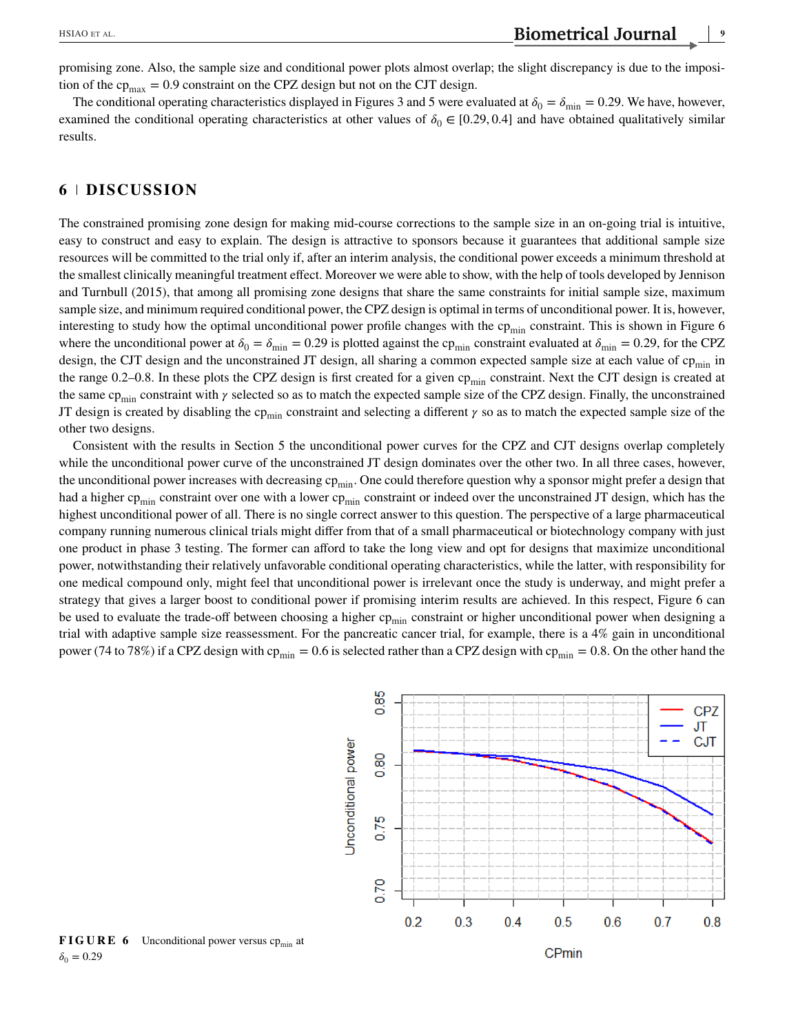promising zone. Also, the sample size and conditional power plots almost overlap; the slight discrepancy is due to the imposition of the $cp_{max} = 0.9$ constraint on the CPZ design but not on the CJT design.

The conditional operating characteristics displayed in Figures 3 and 5 were evaluated at $\delta_0 = \delta_{min} = 0.29$. We have, however, examined the conditional operating characteristics at other values of $\delta_0 \in [0.29, 0.4]$ and have obtained qualitatively similar results.

## 6 | DISCUSSION

The constrained promising zone design for making mid-course corrections to the sample size in an on-going trial is intuitive, easy to construct and easy to explain. The design is attractive to sponsors because it guarantees that additional sample size resources will be committed to the trial only if, after an interim analysis, the conditional power exceeds a minimum threshold at the smallest clinically meaningful treatment effect. Moreover we were able to show, with the help of tools developed by Jennison and Turnbull (2015), that among all promising zone designs that share the same constraints for initial sample size, maximum sample size, and minimum required conditional power, the CPZ design is optimal in terms of unconditional power. It is, however, interesting to study how the optimal unconditional power profile changes with the $cp_{min}$ constraint. This is shown in Figure 6 where the unconditional power at $\delta_0 = \delta_{min} = 0.29$ is plotted against the $cp_{min}$ constraint evaluated at $\delta_{min} = 0.29$, for the CPZ design, the CJT design and the unconstrained JT design, all sharing a common expected sample size at each value of $cp_{min}$ in the range 0.2–0.8. In these plots the CPZ design is first created for a given $cp_{min}$ constraint. Next the CJT design is created at the same $cp_{min}$ constraint with $\gamma$ selected so as to match the expected sample size of the CPZ design. Finally, the unconstrained JT design is created by disabling the $cp_{min}$ constraint and selecting a different $\gamma$ so as to match the expected sample size of the other two designs.

Consistent with the results in Section 5 the unconditional power curves for the CPZ and CJT designs overlap completely while the unconditional power curve of the unconstrained JT design dominates over the other two. In all three cases, however, the unconditional power increases with decreasing $cp_{min}$. One could therefore question why a sponsor might prefer a design that had a higher $cp_{min}$ constraint over one with a lower $cp_{min}$ constraint or indeed over the unconstrained JT design, which has the highest unconditional power of all. There is no single correct answer to this question. The perspective of a large pharmaceutical company running numerous clinical trials might differ from that of a small pharmaceutical or biotechnology company with just one product in phase 3 testing. The former can afford to take the long view and opt for designs that maximize unconditional power, notwithstanding their relatively unfavorable conditional operating characteristics, while the latter, with responsibility for one medical compound only, might feel that unconditional power is irrelevant once the study is underway, and might prefer a strategy that gives a larger boost to conditional power if promising interim results are achieved. In this respect, Figure 6 can be used to evaluate the trade-off between choosing a higher $cp_{min}$ constraint or higher unconditional power when designing a trial with adaptive sample size reassessment. For the pancreatic cancer trial, for example, there is a 4% gain in unconditional power (74 to 78%) if a CPZ design with $cp_{min} = 0.6$ is selected rather than a CPZ design with $cp_{min} = 0.8$. On the other hand the

**FIGURE 6** Unconditional power versus $cp_{min}$ at $\delta_0 = 0.29$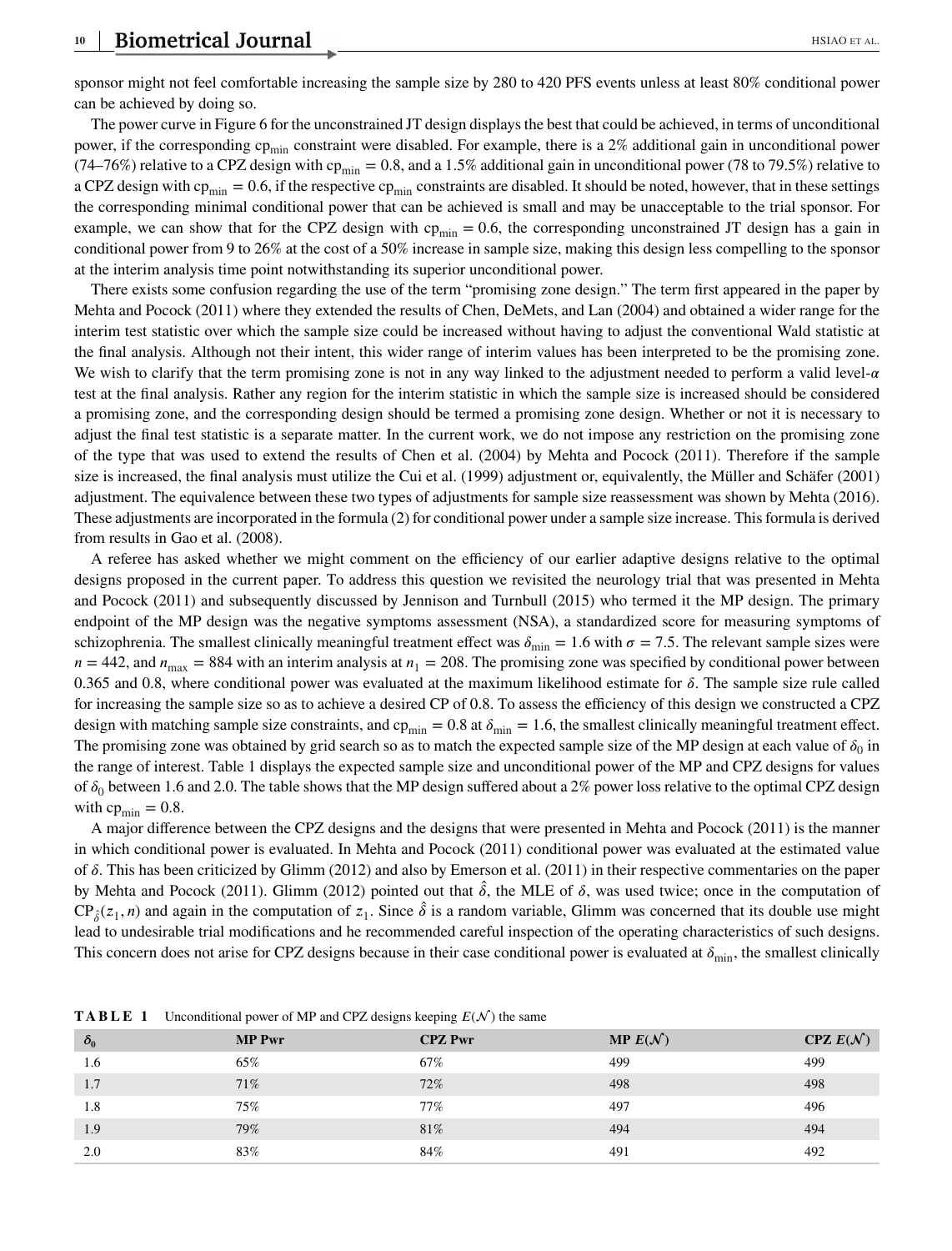sponsor might not feel comfortable increasing the sample size by 280 to 420 PFS events unless at least 80% conditional power can be achieved by doing so.

The power curve in Figure 6 for the unconstrained JT design displays the best that could be achieved, in terms of unconditional power, if the corresponding $\text{cp}_{\min}$ constraint were disabled. For example, there is a 2% additional gain in unconditional power (74–76%) relative to a CPZ design with $\text{cp}_{\min} = 0.8$, and a 1.5% additional gain in unconditional power (78 to 79.5%) relative to a CPZ design with $\text{cp}_{\min} = 0.6$, if the respective $\text{cp}_{\min}$ constraints are disabled. It should be noted, however, that in these settings the corresponding minimal conditional power that can be achieved is small and may be unacceptable to the trial sponsor. For example, we can show that for the CPZ design with $\text{cp}_{\min} = 0.6$, the corresponding unconstrained JT design has a gain in conditional power from 9 to 26% at the cost of a 50% increase in sample size, making this design less compelling to the sponsor at the interim analysis time point notwithstanding its superior unconditional power.

There exists some confusion regarding the use of the term "promising zone design." The term first appeared in the paper by Mehta and Pocock (2011) where they extended the results of Chen, DeMets, and Lan (2004) and obtained a wider range for the interim test statistic over which the sample size could be increased without having to adjust the conventional Wald statistic at the final analysis. Although not their intent, this wider range of interim values has been interpreted to be the promising zone. We wish to clarify that the term promising zone is not in any way linked to the adjustment needed to perform a valid level-$\alpha$ test at the final analysis. Rather any region for the interim statistic in which the sample size is increased should be considered a promising zone, and the corresponding design should be termed a promising zone design. Whether or not it is necessary to adjust the final test statistic is a separate matter. In the current work, we do not impose any restriction on the promising zone of the type that was used to extend the results of Chen et al. (2004) by Mehta and Pocock (2011). Therefore if the sample size is increased, the final analysis must utilize the Cui et al. (1999) adjustment or, equivalently, the Müller and Schäfer (2001) adjustment. The equivalence between these two types of adjustments for sample size reassessment was shown by Mehta (2016). These adjustments are incorporated in the formula (2) for conditional power under a sample size increase. This formula is derived from results in Gao et al. (2008).

A referee has asked whether we might comment on the efficiency of our earlier adaptive designs relative to the optimal designs proposed in the current paper. To address this question we revisited the neurology trial that was presented in Mehta and Pocock (2011) and subsequently discussed by Jennison and Turnbull (2015) who termed it the MP design. The primary endpoint of the MP design was the negative symptoms assessment (NSA), a standardized score for measuring symptoms of schizophrenia. The smallest clinically meaningful treatment effect was $\delta_{\min} = 1.6$ with $\sigma = 7.5$. The relevant sample sizes were $n = 442$, and $n_{\max} = 884$ with an interim analysis at $n_1 = 208$. The promising zone was specified by conditional power between 0.365 and 0.8, where conditional power was evaluated at the maximum likelihood estimate for $\delta$. The sample size rule called for increasing the sample size so as to achieve a desired CP of 0.8. To assess the efficiency of this design we constructed a CPZ design with matching sample size constraints, and $\text{cp}_{\min} = 0.8$ at $\delta_{\min} = 1.6$, the smallest clinically meaningful treatment effect. The promising zone was obtained by grid search so as to match the expected sample size of the MP design at each value of $\delta_0$ in the range of interest. Table 1 displays the expected sample size and unconditional power of the MP and CPZ designs for values of $\delta_0$ between 1.6 and 2.0. The table shows that the MP design suffered about a 2% power loss relative to the optimal CPZ design with $\text{cp}_{\min} = 0.8$.

A major difference between the CPZ designs and the designs that were presented in Mehta and Pocock (2011) is the manner in which conditional power is evaluated. In Mehta and Pocock (2011) conditional power was evaluated at the estimated value of $\delta$. This has been criticized by Glimm (2012) and also by Emerson et al. (2011) in their respective commentaries on the paper by Mehta and Pocock (2011). Glimm (2012) pointed out that $\hat{\delta}$, the MLE of $\delta$, was used twice; once in the computation of $\text{CP}_{\hat{\delta}}(z_1, n)$ and again in the computation of $z_1$. Since $\hat{\delta}$ is a random variable, Glimm was concerned that its double use might lead to undesirable trial modifications and he recommended careful inspection of the operating characteristics of such designs. This concern does not arise for CPZ designs because in their case conditional power is evaluated at $\delta_{\min}$, the smallest clinically

**TABLE 1** Unconditional power of MP and CPZ designs keeping $E(\mathcal{N})$ the same

| $\delta_0$ | MP Pwr | CPZ Pwr | MP $E(\mathcal{N})$ | CPZ $E(\mathcal{N})$ |
|---|---|---|---|---|
| 1.6 | 65% | 67% | 499 | 499 |
| 1.7 | 71% | 72% | 498 | 498 |
| 1.8 | 75% | 77% | 497 | 496 |
| 1.9 | 79% | 81% | 494 | 494 |
| 2.0 | 83% | 84% | 491 | 492 |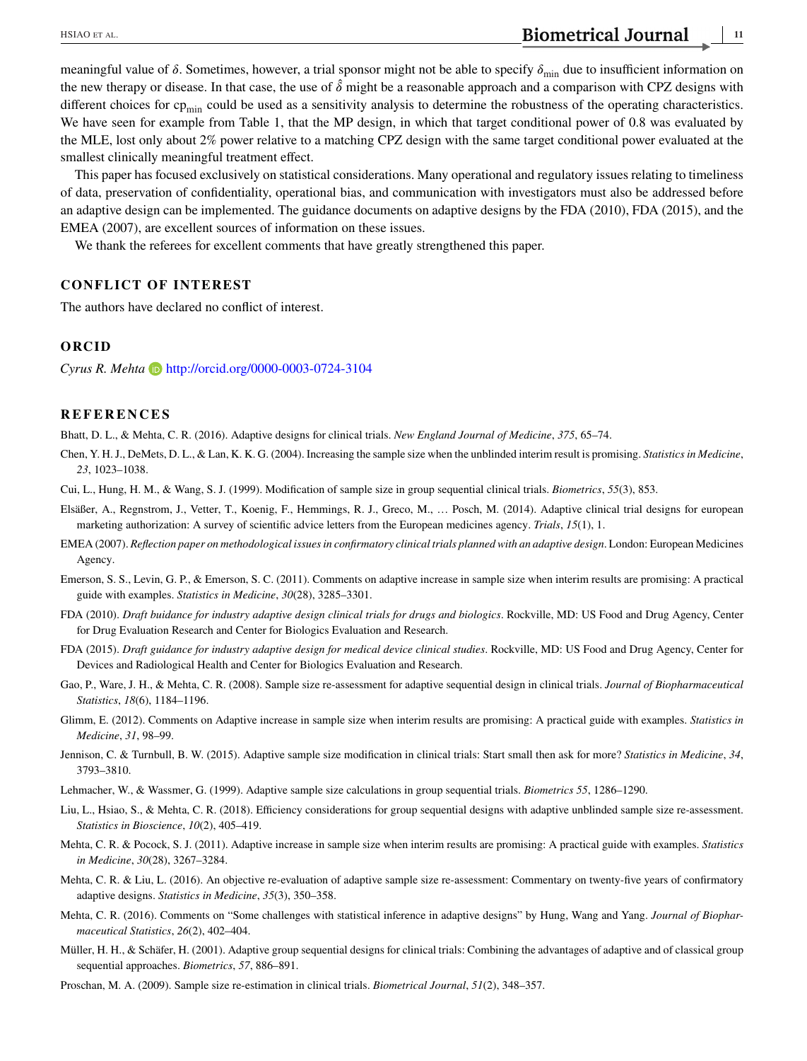meaningful value of $\delta$. Sometimes, however, a trial sponsor might not be able to specify $\delta_{\min}$ due to insufficient information on the new therapy or disease. In that case, the use of $\hat{\delta}$ might be a reasonable approach and a comparison with CPZ designs with different choices for $\text{cp}_{\min}$ could be used as a sensitivity analysis to determine the robustness of the operating characteristics. We have seen for example from Table 1, that the MP design, in which that target conditional power of 0.8 was evaluated by the MLE, lost only about 2% power relative to a matching CPZ design with the same target conditional power evaluated at the smallest clinically meaningful treatment effect.

This paper has focused exclusively on statistical considerations. Many operational and regulatory issues relating to timeliness of data, preservation of confidentiality, operational bias, and communication with investigators must also be addressed before an adaptive design can be implemented. The guidance documents on adaptive designs by the FDA (2010), FDA (2015), and the EMEA (2007), are excellent sources of information on these issues.

We thank the referees for excellent comments that have greatly strengthened this paper.

## CONFLICT OF INTEREST

The authors have declared no conflict of interest.

## ORCID

*Cyrus R. Mehta* http://orcid.org/0000-0003-0724-3104

## REFERENCES

Bhatt, D. L., & Mehta, C. R. (2016). Adaptive designs for clinical trials. *New England Journal of Medicine*, *375*, 65–74.

Chen, Y. H. J., DeMets, D. L., & Lan, K. K. G. (2004). Increasing the sample size when the unblinded interim result is promising. *Statistics in Medicine*, *23*, 1023–1038.

Cui, L., Hung, H. M., & Wang, S. J. (1999). Modification of sample size in group sequential clinical trials. *Biometrics*, *55*(3), 853.

Elsäßer, A., Regnstrom, J., Vetter, T., Koenig, F., Hemmings, R. J., Greco, M., … Posch, M. (2014). Adaptive clinical trial designs for european marketing authorization: A survey of scientific advice letters from the European medicines agency. *Trials*, *15*(1), 1.

EMEA (2007). *Reflection paper on methodological issues in confirmatory clinical trials planned with an adaptive design*. London: European Medicines Agency.

Emerson, S. S., Levin, G. P., & Emerson, S. C. (2011). Comments on adaptive increase in sample size when interim results are promising: A practical guide with examples. *Statistics in Medicine*, *30*(28), 3285–3301.

FDA (2010). *Draft buidance for industry adaptive design clinical trials for drugs and biologics*. Rockville, MD: US Food and Drug Agency, Center for Drug Evaluation Research and Center for Biologics Evaluation and Research.

FDA (2015). *Draft guidance for industry adaptive design for medical device clinical studies*. Rockville, MD: US Food and Drug Agency, Center for Devices and Radiological Health and Center for Biologics Evaluation and Research.

Gao, P., Ware, J. H., & Mehta, C. R. (2008). Sample size re-assessment for adaptive sequential design in clinical trials. *Journal of Biopharmaceutical Statistics*, *18*(6), 1184–1196.

Glimm, E. (2012). Comments on Adaptive increase in sample size when interim results are promising: A practical guide with examples. *Statistics in Medicine*, *31*, 98–99.

Jennison, C. & Turnbull, B. W. (2015). Adaptive sample size modification in clinical trials: Start small then ask for more? *Statistics in Medicine*, *34*, 3793–3810.

Lehmacher, W., & Wassmer, G. (1999). Adaptive sample size calculations in group sequential trials. *Biometrics 55*, 1286–1290.

Liu, L., Hsiao, S., & Mehta, C. R. (2018). Efficiency considerations for group sequential designs with adaptive unblinded sample size re-assessment. *Statistics in Bioscience*, *10*(2), 405–419.

Mehta, C. R. & Pocock, S. J. (2011). Adaptive increase in sample size when interim results are promising: A practical guide with examples. *Statistics in Medicine*, *30*(28), 3267–3284.

Mehta, C. R. & Liu, L. (2016). An objective re-evaluation of adaptive sample size re-assessment: Commentary on twenty-five years of confirmatory adaptive designs. *Statistics in Medicine*, *35*(3), 350–358.

Mehta, C. R. (2016). Comments on "Some challenges with statistical inference in adaptive designs" by Hung, Wang and Yang. *Journal of Biopharmaceutical Statistics*, *26*(2), 402–404.

Müller, H. H., & Schäfer, H. (2001). Adaptive group sequential designs for clinical trials: Combining the advantages of adaptive and of classical group sequential approaches. *Biometrics*, *57*, 886–891.

Proschan, M. A. (2009). Sample size re-estimation in clinical trials. *Biometrical Journal*, *51*(2), 348–357.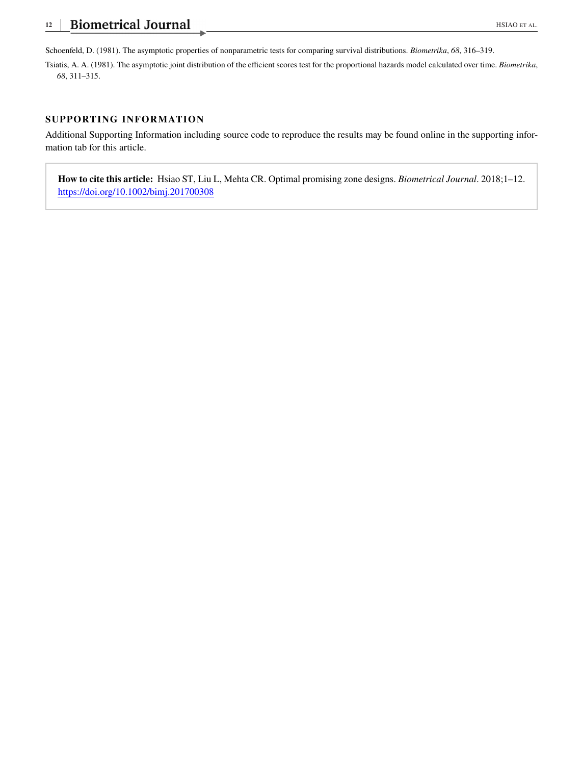Schoenfeld, D. (1981). The asymptotic properties of nonparametric tests for comparing survival distributions. *Biometrika*, *68*, 316–319.

Tsiatis, A. A. (1981). The asymptotic joint distribution of the efficient scores test for the proportional hazards model calculated over time. *Biometrika*, *68*, 311–315.

## SUPPORTING INFORMATION

Additional Supporting Information including source code to reproduce the results may be found online in the supporting information tab for this article.

**How to cite this article:** Hsiao ST, Liu L, Mehta CR. Optimal promising zone designs. *Biometrical Journal*. 2018;1–12. https://doi.org/10.1002/bimj.201700308